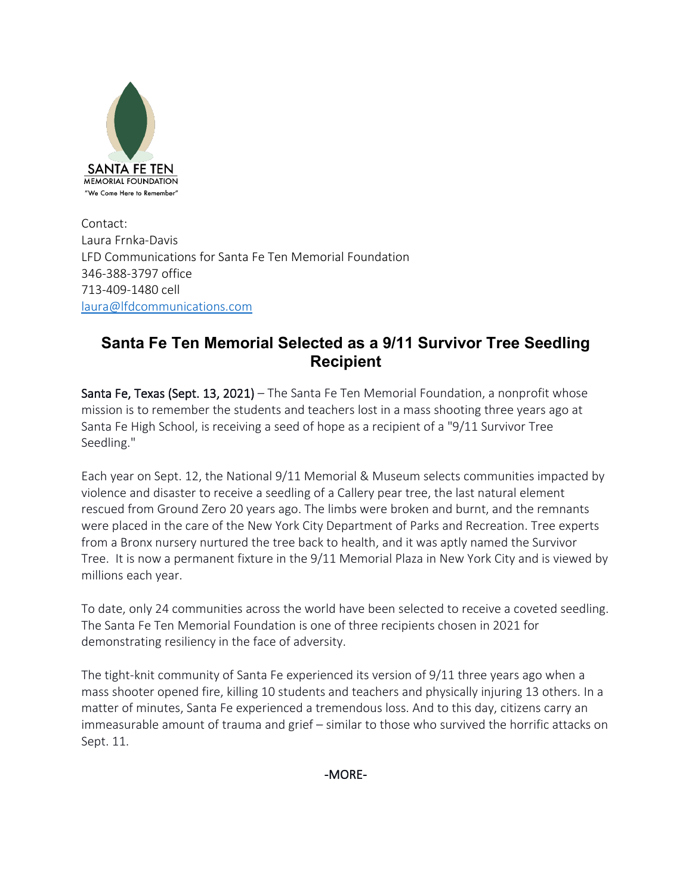SANTA FE TEN
MEMORIAL FOUNDATION
"We Come Here to Remember"

Contact:
Laura Frnka-Davis
LFD Communications for Santa Fe Ten Memorial Foundation
346-388-3797 office
713-409-1480 cell
laura@lfdcommunications.com

# Santa Fe Ten Memorial Selected as a 9/11 Survivor Tree Seedling Recipient

Santa Fe, Texas (Sept. 13, 2021) – The Santa Fe Ten Memorial Foundation, a nonprofit whose mission is to remember the students and teachers lost in a mass shooting three years ago at Santa Fe High School, is receiving a seed of hope as a recipient of a "9/11 Survivor Tree Seedling."

Each year on Sept. 12, the National 9/11 Memorial & Museum selects communities impacted by violence and disaster to receive a seedling of a Callery pear tree, the last natural element rescued from Ground Zero 20 years ago. The limbs were broken and burnt, and the remnants were placed in the care of the New York City Department of Parks and Recreation. Tree experts from a Bronx nursery nurtured the tree back to health, and it was aptly named the Survivor Tree. It is now a permanent fixture in the 9/11 Memorial Plaza in New York City and is viewed by millions each year.

To date, only 24 communities across the world have been selected to receive a coveted seedling. The Santa Fe Ten Memorial Foundation is one of three recipients chosen in 2021 for demonstrating resiliency in the face of adversity.

The tight-knit community of Santa Fe experienced its version of 9/11 three years ago when a mass shooter opened fire, killing 10 students and teachers and physically injuring 13 others. In a matter of minutes, Santa Fe experienced a tremendous loss. And to this day, citizens carry an immeasurable amount of trauma and grief – similar to those who survived the horrific attacks on Sept. 11.

-MORE-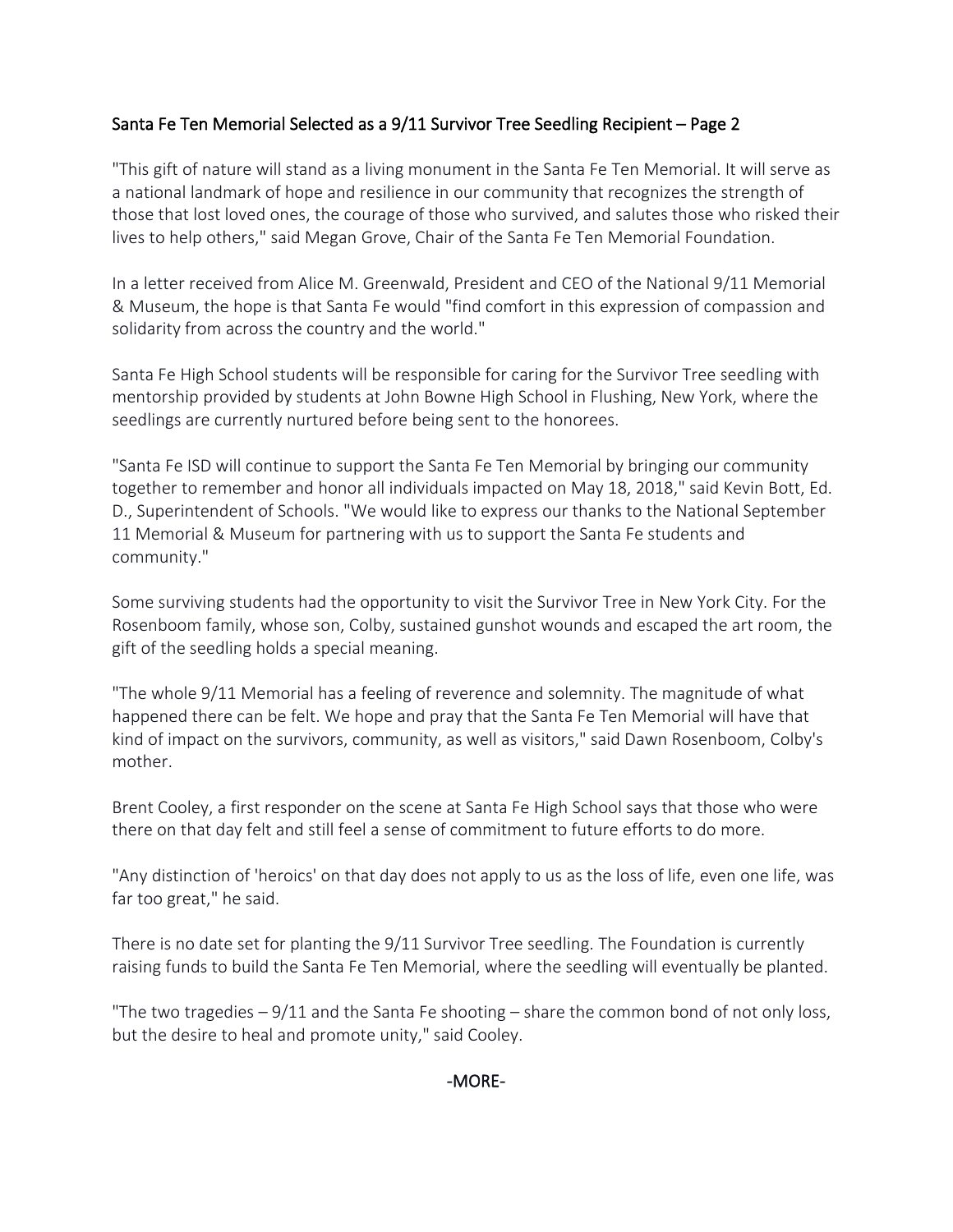## Santa Fe Ten Memorial Selected as a 9/11 Survivor Tree Seedling Recipient – Page 2

"This gift of nature will stand as a living monument in the Santa Fe Ten Memorial. It will serve as a national landmark of hope and resilience in our community that recognizes the strength of those that lost loved ones, the courage of those who survived, and salutes those who risked their lives to help others," said Megan Grove, Chair of the Santa Fe Ten Memorial Foundation.

In a letter received from Alice M. Greenwald, President and CEO of the National 9/11 Memorial & Museum, the hope is that Santa Fe would "find comfort in this expression of compassion and solidarity from across the country and the world."

Santa Fe High School students will be responsible for caring for the Survivor Tree seedling with mentorship provided by students at John Bowne High School in Flushing, New York, where the seedlings are currently nurtured before being sent to the honorees.

"Santa Fe ISD will continue to support the Santa Fe Ten Memorial by bringing our community together to remember and honor all individuals impacted on May 18, 2018," said Kevin Bott, Ed. D., Superintendent of Schools. "We would like to express our thanks to the National September 11 Memorial & Museum for partnering with us to support the Santa Fe students and community."

Some surviving students had the opportunity to visit the Survivor Tree in New York City. For the Rosenboom family, whose son, Colby, sustained gunshot wounds and escaped the art room, the gift of the seedling holds a special meaning.

"The whole 9/11 Memorial has a feeling of reverence and solemnity. The magnitude of what happened there can be felt. We hope and pray that the Santa Fe Ten Memorial will have that kind of impact on the survivors, community, as well as visitors," said Dawn Rosenboom, Colby's mother.

Brent Cooley, a first responder on the scene at Santa Fe High School says that those who were there on that day felt and still feel a sense of commitment to future efforts to do more.

"Any distinction of 'heroics' on that day does not apply to us as the loss of life, even one life, was far too great," he said.

There is no date set for planting the 9/11 Survivor Tree seedling. The Foundation is currently raising funds to build the Santa Fe Ten Memorial, where the seedling will eventually be planted.

"The two tragedies – 9/11 and the Santa Fe shooting – share the common bond of not only loss, but the desire to heal and promote unity," said Cooley.

-MORE-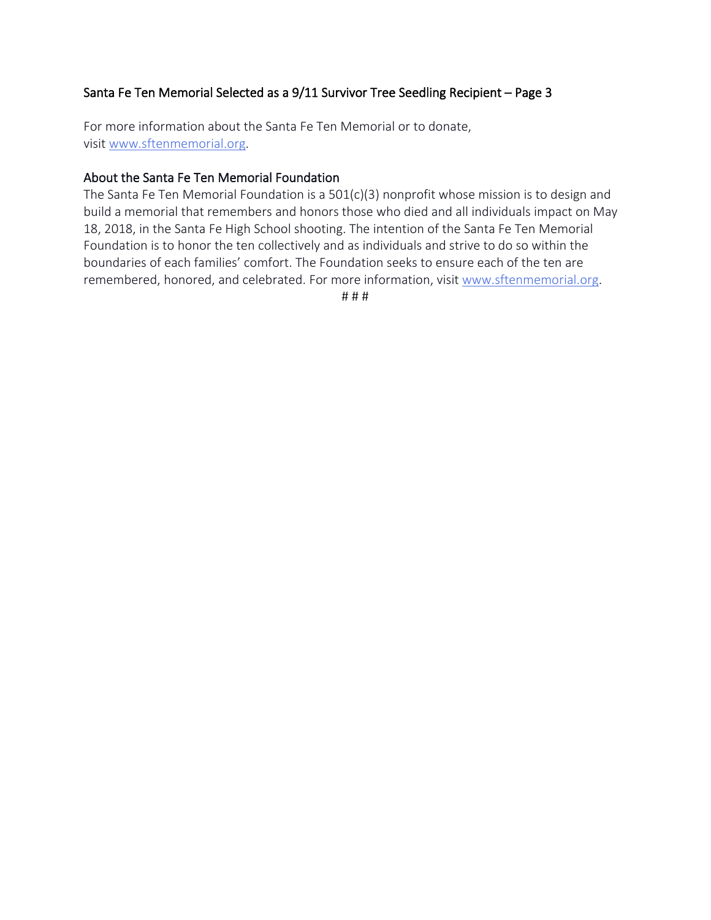For more information about the Santa Fe Ten Memorial or to donate, visit www.sftenmemorial.org.

## About the Santa Fe Ten Memorial Foundation

The Santa Fe Ten Memorial Foundation is a 501(c)(3) nonprofit whose mission is to design and build a memorial that remembers and honors those who died and all individuals impact on May 18, 2018, in the Santa Fe High School shooting. The intention of the Santa Fe Ten Memorial Foundation is to honor the ten collectively and as individuals and strive to do so within the boundaries of each families' comfort. The Foundation seeks to ensure each of the ten are remembered, honored, and celebrated. For more information, visit www.sftenmemorial.org.

# # #